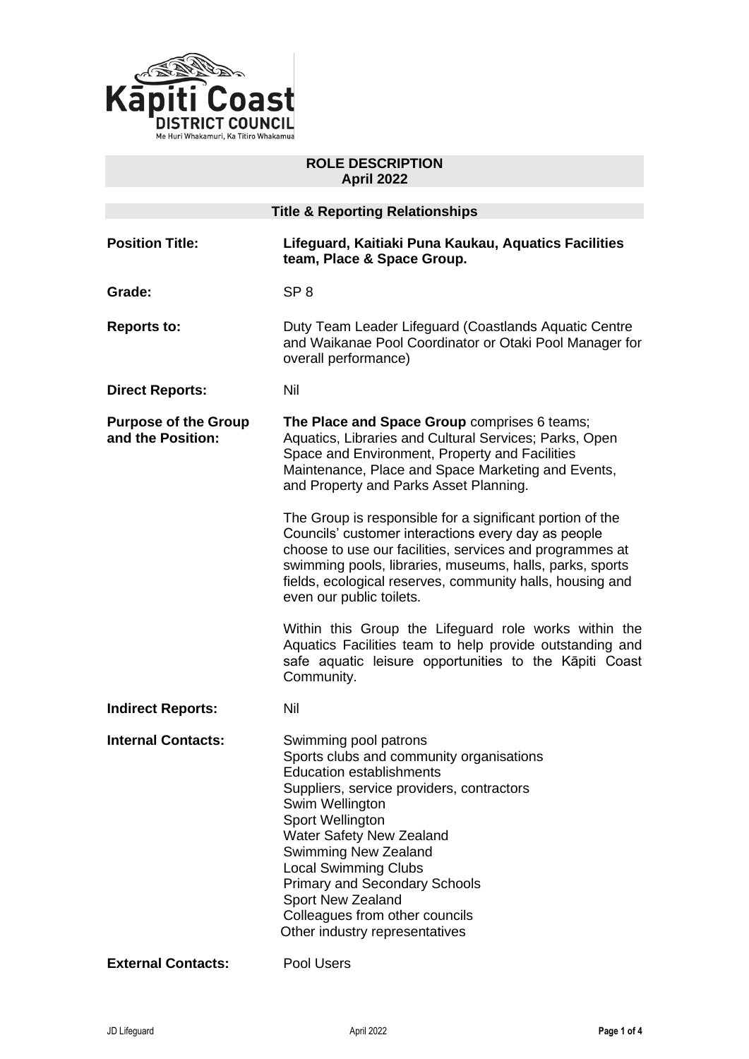# ROLE DESCRIPTION
## April 2022

### Title & Reporting Relationships

**Position Title:** **Lifeguard, Kaitiaki Puna Kaukau, Aquatics Facilities team, Place & Space Group.**

**Grade:** SP 8

**Reports to:** Duty Team Leader Lifeguard (Coastlands Aquatic Centre and Waikanae Pool Coordinator or Otaki Pool Manager for overall performance)

**Direct Reports:** Nil

**Purpose of the Group and the Position:**

**The Place and Space Group** comprises 6 teams; Aquatics, Libraries and Cultural Services; Parks, Open Space and Environment, Property and Facilities Maintenance, Place and Space Marketing and Events, and Property and Parks Asset Planning.

The Group is responsible for a significant portion of the Councils' customer interactions every day as people choose to use our facilities, services and programmes at swimming pools, libraries, museums, halls, parks, sports fields, ecological reserves, community halls, housing and even our public toilets.

Within this Group the Lifeguard role works within the Aquatics Facilities team to help provide outstanding and safe aquatic leisure opportunities to the Kāpiti Coast Community.

**Indirect Reports:** Nil

**Internal Contacts:**

Swimming pool patrons
Sports clubs and community organisations
Education establishments
Suppliers, service providers, contractors
Swim Wellington
Sport Wellington
Water Safety New Zealand
Swimming New Zealand
Local Swimming Clubs
Primary and Secondary Schools
Sport New Zealand
Colleagues from other councils
Other industry representatives

**External Contacts:** Pool Users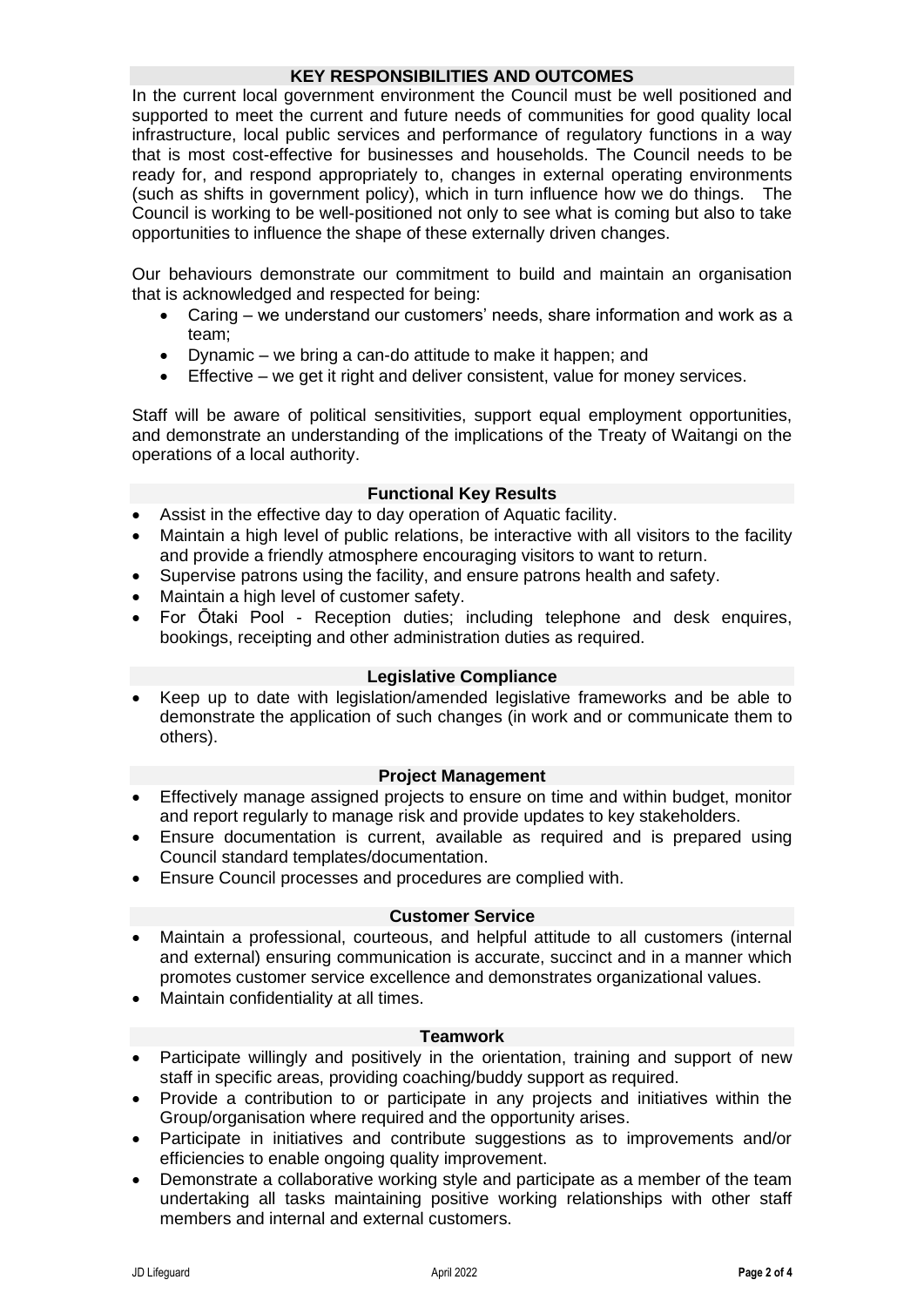## KEY RESPONSIBILITIES AND OUTCOMES

In the current local government environment the Council must be well positioned and supported to meet the current and future needs of communities for good quality local infrastructure, local public services and performance of regulatory functions in a way that is most cost-effective for businesses and households. The Council needs to be ready for, and respond appropriately to, changes in external operating environments (such as shifts in government policy), which in turn influence how we do things. The Council is working to be well-positioned not only to see what is coming but also to take opportunities to influence the shape of these externally driven changes.

Our behaviours demonstrate our commitment to build and maintain an organisation that is acknowledged and respected for being:

- Caring – we understand our customers' needs, share information and work as a team;
- Dynamic – we bring a can-do attitude to make it happen; and
- Effective – we get it right and deliver consistent, value for money services.

Staff will be aware of political sensitivities, support equal employment opportunities, and demonstrate an understanding of the implications of the Treaty of Waitangi on the operations of a local authority.

### Functional Key Results

- Assist in the effective day to day operation of Aquatic facility.
- Maintain a high level of public relations, be interactive with all visitors to the facility and provide a friendly atmosphere encouraging visitors to want to return.
- Supervise patrons using the facility, and ensure patrons health and safety.
- Maintain a high level of customer safety.
- For Ōtaki Pool - Reception duties; including telephone and desk enquires, bookings, receipting and other administration duties as required.

### Legislative Compliance

- Keep up to date with legislation/amended legislative frameworks and be able to demonstrate the application of such changes (in work and or communicate them to others).

### Project Management

- Effectively manage assigned projects to ensure on time and within budget, monitor and report regularly to manage risk and provide updates to key stakeholders.
- Ensure documentation is current, available as required and is prepared using Council standard templates/documentation.
- Ensure Council processes and procedures are complied with.

### Customer Service

- Maintain a professional, courteous, and helpful attitude to all customers (internal and external) ensuring communication is accurate, succinct and in a manner which promotes customer service excellence and demonstrates organizational values.
- Maintain confidentiality at all times.

### Teamwork

- Participate willingly and positively in the orientation, training and support of new staff in specific areas, providing coaching/buddy support as required.
- Provide a contribution to or participate in any projects and initiatives within the Group/organisation where required and the opportunity arises.
- Participate in initiatives and contribute suggestions as to improvements and/or efficiencies to enable ongoing quality improvement.
- Demonstrate a collaborative working style and participate as a member of the team undertaking all tasks maintaining positive working relationships with other staff members and internal and external customers.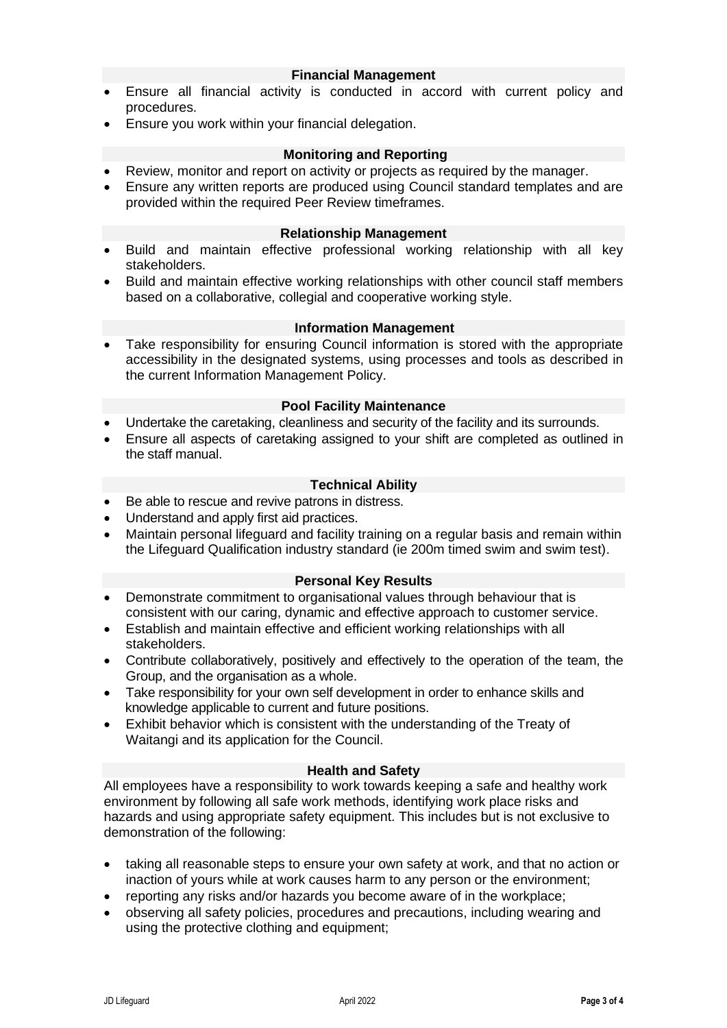### Financial Management

- Ensure all financial activity is conducted in accord with current policy and procedures.
- Ensure you work within your financial delegation.

### Monitoring and Reporting

- Review, monitor and report on activity or projects as required by the manager.
- Ensure any written reports are produced using Council standard templates and are provided within the required Peer Review timeframes.

### Relationship Management

- Build and maintain effective professional working relationship with all key stakeholders.
- Build and maintain effective working relationships with other council staff members based on a collaborative, collegial and cooperative working style.

### Information Management

- Take responsibility for ensuring Council information is stored with the appropriate accessibility in the designated systems, using processes and tools as described in the current Information Management Policy.

### Pool Facility Maintenance

- Undertake the caretaking, cleanliness and security of the facility and its surrounds.
- Ensure all aspects of caretaking assigned to your shift are completed as outlined in the staff manual.

### Technical Ability

- Be able to rescue and revive patrons in distress.
- Understand and apply first aid practices.
- Maintain personal lifeguard and facility training on a regular basis and remain within the Lifeguard Qualification industry standard (ie 200m timed swim and swim test).

### Personal Key Results

- Demonstrate commitment to organisational values through behaviour that is consistent with our caring, dynamic and effective approach to customer service.
- Establish and maintain effective and efficient working relationships with all stakeholders.
- Contribute collaboratively, positively and effectively to the operation of the team, the Group, and the organisation as a whole.
- Take responsibility for your own self development in order to enhance skills and knowledge applicable to current and future positions.
- Exhibit behavior which is consistent with the understanding of the Treaty of Waitangi and its application for the Council.

### Health and Safety

All employees have a responsibility to work towards keeping a safe and healthy work environment by following all safe work methods, identifying work place risks and hazards and using appropriate safety equipment. This includes but is not exclusive to demonstration of the following:

- taking all reasonable steps to ensure your own safety at work, and that no action or inaction of yours while at work causes harm to any person or the environment;
- reporting any risks and/or hazards you become aware of in the workplace;
- observing all safety policies, procedures and precautions, including wearing and using the protective clothing and equipment;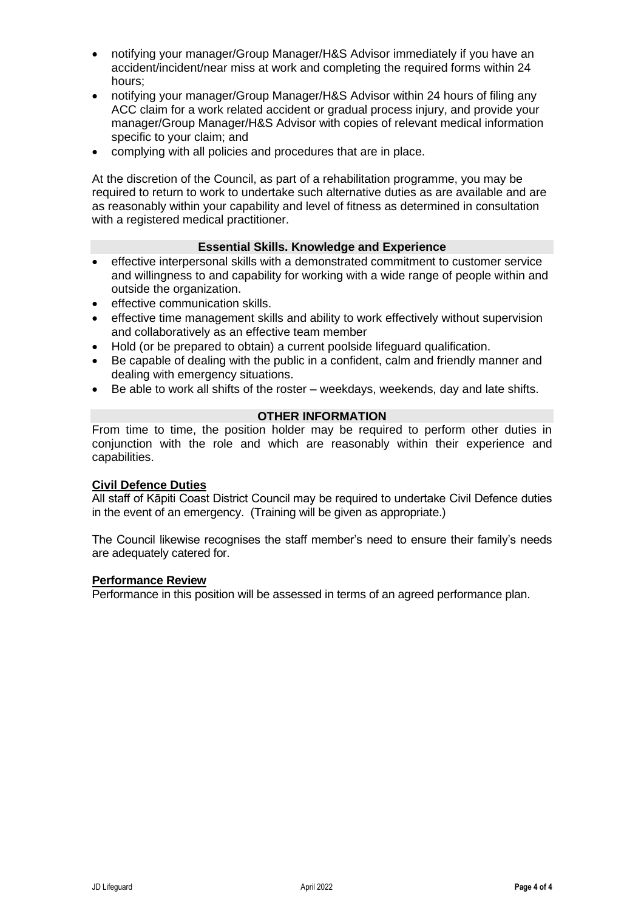- notifying your manager/Group Manager/H&S Advisor immediately if you have an accident/incident/near miss at work and completing the required forms within 24 hours;
- notifying your manager/Group Manager/H&S Advisor within 24 hours of filing any ACC claim for a work related accident or gradual process injury, and provide your manager/Group Manager/H&S Advisor with copies of relevant medical information specific to your claim; and
- complying with all policies and procedures that are in place.

At the discretion of the Council, as part of a rehabilitation programme, you may be required to return to work to undertake such alternative duties as are available and are as reasonably within your capability and level of fitness as determined in consultation with a registered medical practitioner.

## Essential Skills. Knowledge and Experience

- effective interpersonal skills with a demonstrated commitment to customer service and willingness to and capability for working with a wide range of people within and outside the organization.
- effective communication skills.
- effective time management skills and ability to work effectively without supervision and collaboratively as an effective team member
- Hold (or be prepared to obtain) a current poolside lifeguard qualification.
- Be capable of dealing with the public in a confident, calm and friendly manner and dealing with emergency situations.
- Be able to work all shifts of the roster – weekdays, weekends, day and late shifts.

## OTHER INFORMATION

From time to time, the position holder may be required to perform other duties in conjunction with the role and which are reasonably within their experience and capabilities.

### Civil Defence Duties

All staff of Kāpiti Coast District Council may be required to undertake Civil Defence duties in the event of an emergency. (Training will be given as appropriate.)

The Council likewise recognises the staff member's need to ensure their family's needs are adequately catered for.

### Performance Review

Performance in this position will be assessed in terms of an agreed performance plan.